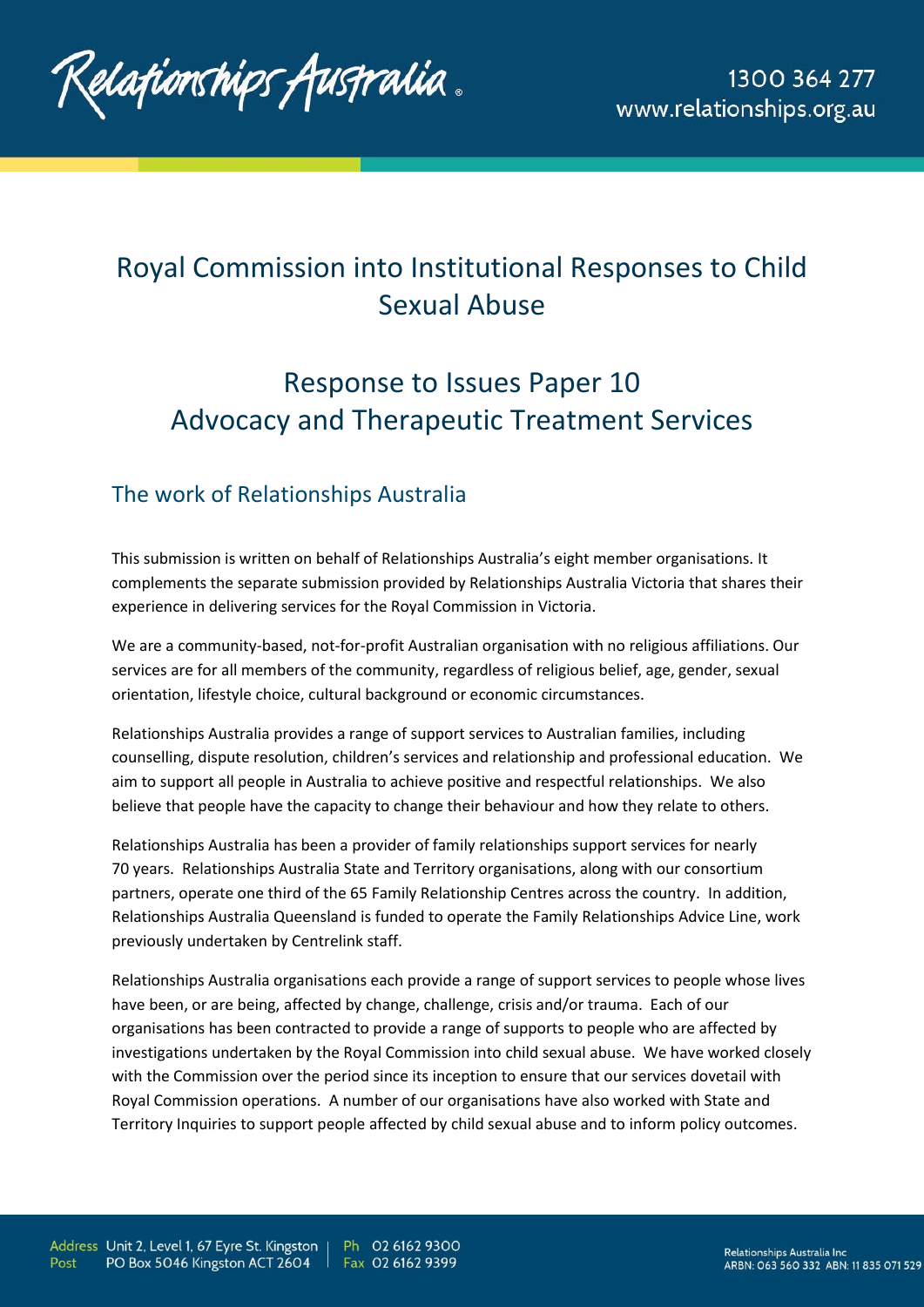# Royal Commission into Institutional Responses to Child Sexual Abuse

# Response to Issues Paper 10
# Advocacy and Therapeutic Treatment Services

## The work of Relationships Australia

This submission is written on behalf of Relationships Australia's eight member organisations. It complements the separate submission provided by Relationships Australia Victoria that shares their experience in delivering services for the Royal Commission in Victoria.

We are a community-based, not-for-profit Australian organisation with no religious affiliations. Our services are for all members of the community, regardless of religious belief, age, gender, sexual orientation, lifestyle choice, cultural background or economic circumstances.

Relationships Australia provides a range of support services to Australian families, including counselling, dispute resolution, children's services and relationship and professional education. We aim to support all people in Australia to achieve positive and respectful relationships. We also believe that people have the capacity to change their behaviour and how they relate to others.

Relationships Australia has been a provider of family relationships support services for nearly 70 years. Relationships Australia State and Territory organisations, along with our consortium partners, operate one third of the 65 Family Relationship Centres across the country. In addition, Relationships Australia Queensland is funded to operate the Family Relationships Advice Line, work previously undertaken by Centrelink staff.

Relationships Australia organisations each provide a range of support services to people whose lives have been, or are being, affected by change, challenge, crisis and/or trauma. Each of our organisations has been contracted to provide a range of supports to people who are affected by investigations undertaken by the Royal Commission into child sexual abuse. We have worked closely with the Commission over the period since its inception to ensure that our services dovetail with Royal Commission operations. A number of our organisations have also worked with State and Territory Inquiries to support people affected by child sexual abuse and to inform policy outcomes.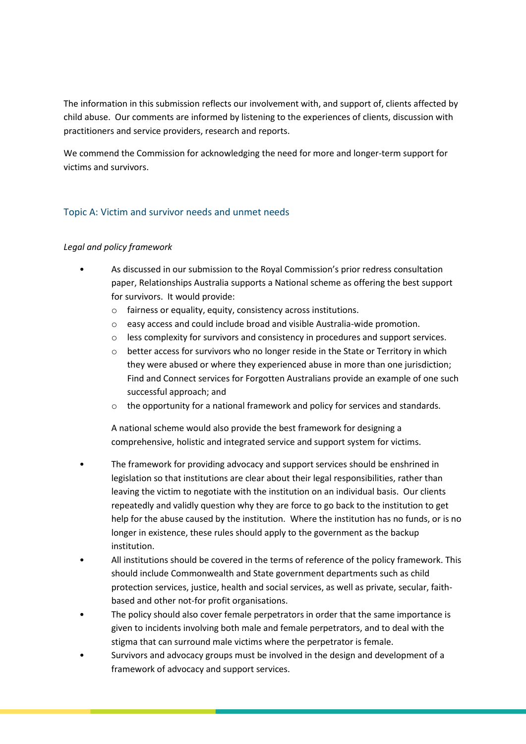The information in this submission reflects our involvement with, and support of, clients affected by child abuse. Our comments are informed by listening to the experiences of clients, discussion with practitioners and service providers, research and reports.

We commend the Commission for acknowledging the need for more and longer-term support for victims and survivors.

## Topic A: Victim and survivor needs and unmet needs

*Legal and policy framework*

- As discussed in our submission to the Royal Commission's prior redress consultation paper, Relationships Australia supports a National scheme as offering the best support for survivors. It would provide:
  - fairness or equality, equity, consistency across institutions.
  - easy access and could include broad and visible Australia-wide promotion.
  - less complexity for survivors and consistency in procedures and support services.
  - better access for survivors who no longer reside in the State or Territory in which they were abused or where they experienced abuse in more than one jurisdiction; Find and Connect services for Forgotten Australians provide an example of one such successful approach; and
  - the opportunity for a national framework and policy for services and standards.

  A national scheme would also provide the best framework for designing a comprehensive, holistic and integrated service and support system for victims.

- The framework for providing advocacy and support services should be enshrined in legislation so that institutions are clear about their legal responsibilities, rather than leaving the victim to negotiate with the institution on an individual basis. Our clients repeatedly and validly question why they are force to go back to the institution to get help for the abuse caused by the institution. Where the institution has no funds, or is no longer in existence, these rules should apply to the government as the backup institution.
- All institutions should be covered in the terms of reference of the policy framework. This should include Commonwealth and State government departments such as child protection services, justice, health and social services, as well as private, secular, faith-based and other not-for profit organisations.
- The policy should also cover female perpetrators in order that the same importance is given to incidents involving both male and female perpetrators, and to deal with the stigma that can surround male victims where the perpetrator is female.
- Survivors and advocacy groups must be involved in the design and development of a framework of advocacy and support services.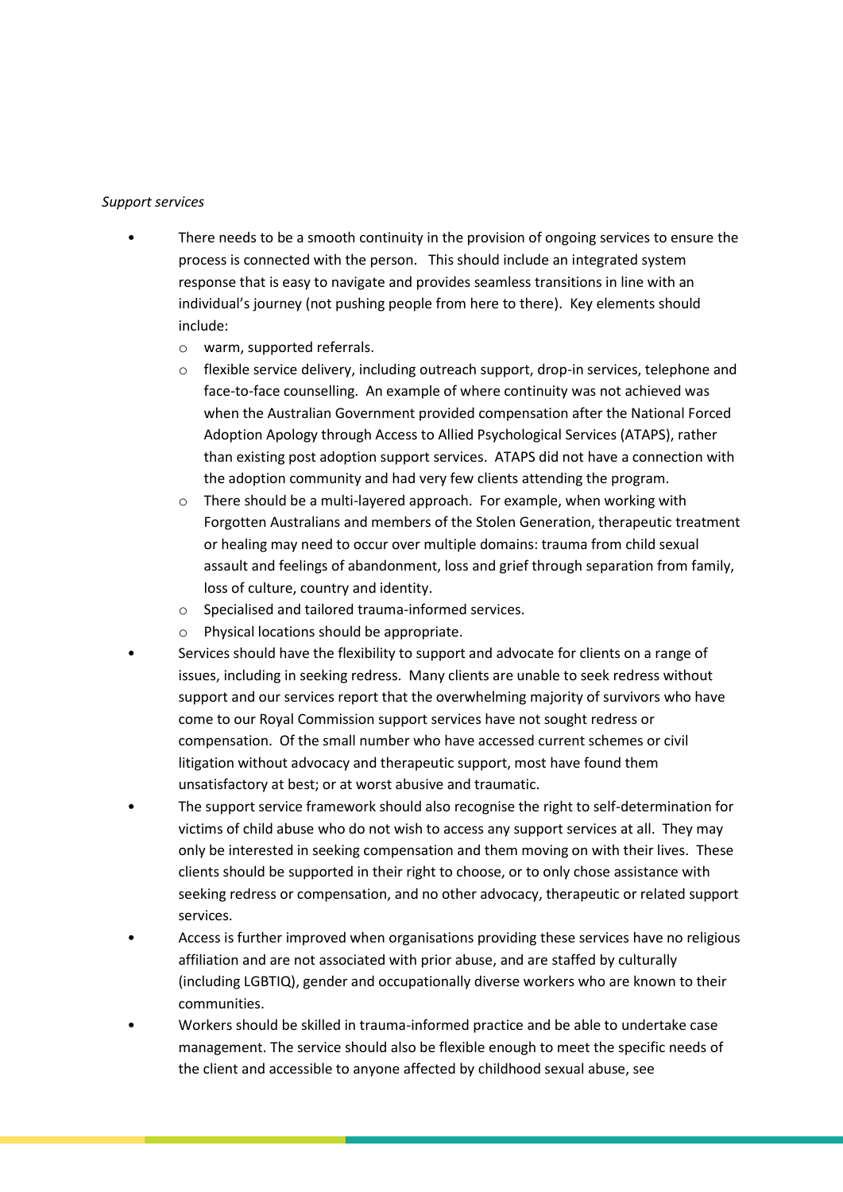*Support services*

- There needs to be a smooth continuity in the provision of ongoing services to ensure the process is connected with the person. This should include an integrated system response that is easy to navigate and provides seamless transitions in line with an individual's journey (not pushing people from here to there). Key elements should include:
  - warm, supported referrals.
  - flexible service delivery, including outreach support, drop-in services, telephone and face-to-face counselling. An example of where continuity was not achieved was when the Australian Government provided compensation after the National Forced Adoption Apology through Access to Allied Psychological Services (ATAPS), rather than existing post adoption support services. ATAPS did not have a connection with the adoption community and had very few clients attending the program.
  - There should be a multi-layered approach. For example, when working with Forgotten Australians and members of the Stolen Generation, therapeutic treatment or healing may need to occur over multiple domains: trauma from child sexual assault and feelings of abandonment, loss and grief through separation from family, loss of culture, country and identity.
  - Specialised and tailored trauma-informed services.
  - Physical locations should be appropriate.
- Services should have the flexibility to support and advocate for clients on a range of issues, including in seeking redress. Many clients are unable to seek redress without support and our services report that the overwhelming majority of survivors who have come to our Royal Commission support services have not sought redress or compensation. Of the small number who have accessed current schemes or civil litigation without advocacy and therapeutic support, most have found them unsatisfactory at best; or at worst abusive and traumatic.
- The support service framework should also recognise the right to self-determination for victims of child abuse who do not wish to access any support services at all. They may only be interested in seeking compensation and them moving on with their lives. These clients should be supported in their right to choose, or to only chose assistance with seeking redress or compensation, and no other advocacy, therapeutic or related support services.
- Access is further improved when organisations providing these services have no religious affiliation and are not associated with prior abuse, and are staffed by culturally (including LGBTIQ), gender and occupationally diverse workers who are known to their communities.
- Workers should be skilled in trauma-informed practice and be able to undertake case management. The service should also be flexible enough to meet the specific needs of the client and accessible to anyone affected by childhood sexual abuse, see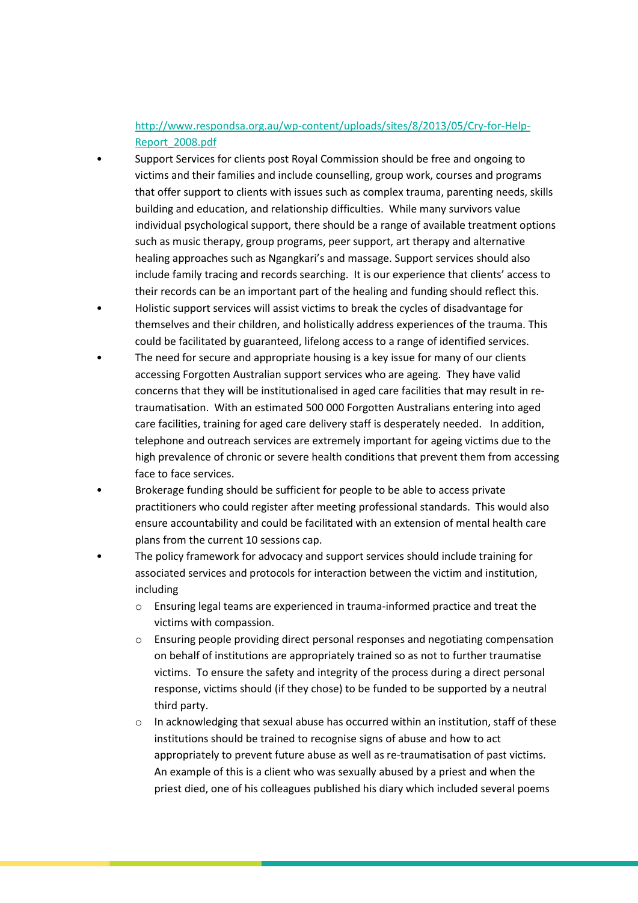http://www.respondsa.org.au/wp-content/uploads/sites/8/2013/05/Cry-for-Help-Report_2008.pdf

- Support Services for clients post Royal Commission should be free and ongoing to victims and their families and include counselling, group work, courses and programs that offer support to clients with issues such as complex trauma, parenting needs, skills building and education, and relationship difficulties. While many survivors value individual psychological support, there should be a range of available treatment options such as music therapy, group programs, peer support, art therapy and alternative healing approaches such as Ngangkari's and massage. Support services should also include family tracing and records searching. It is our experience that clients' access to their records can be an important part of the healing and funding should reflect this.
- Holistic support services will assist victims to break the cycles of disadvantage for themselves and their children, and holistically address experiences of the trauma. This could be facilitated by guaranteed, lifelong access to a range of identified services.
- The need for secure and appropriate housing is a key issue for many of our clients accessing Forgotten Australian support services who are ageing. They have valid concerns that they will be institutionalised in aged care facilities that may result in re-traumatisation. With an estimated 500 000 Forgotten Australians entering into aged care facilities, training for aged care delivery staff is desperately needed. In addition, telephone and outreach services are extremely important for ageing victims due to the high prevalence of chronic or severe health conditions that prevent them from accessing face to face services.
- Brokerage funding should be sufficient for people to be able to access private practitioners who could register after meeting professional standards. This would also ensure accountability and could be facilitated with an extension of mental health care plans from the current 10 sessions cap.
- The policy framework for advocacy and support services should include training for associated services and protocols for interaction between the victim and institution, including
    - Ensuring legal teams are experienced in trauma-informed practice and treat the victims with compassion.
    - Ensuring people providing direct personal responses and negotiating compensation on behalf of institutions are appropriately trained so as not to further traumatise victims. To ensure the safety and integrity of the process during a direct personal response, victims should (if they chose) to be funded to be supported by a neutral third party.
    - In acknowledging that sexual abuse has occurred within an institution, staff of these institutions should be trained to recognise signs of abuse and how to act appropriately to prevent future abuse as well as re-traumatisation of past victims. An example of this is a client who was sexually abused by a priest and when the priest died, one of his colleagues published his diary which included several poems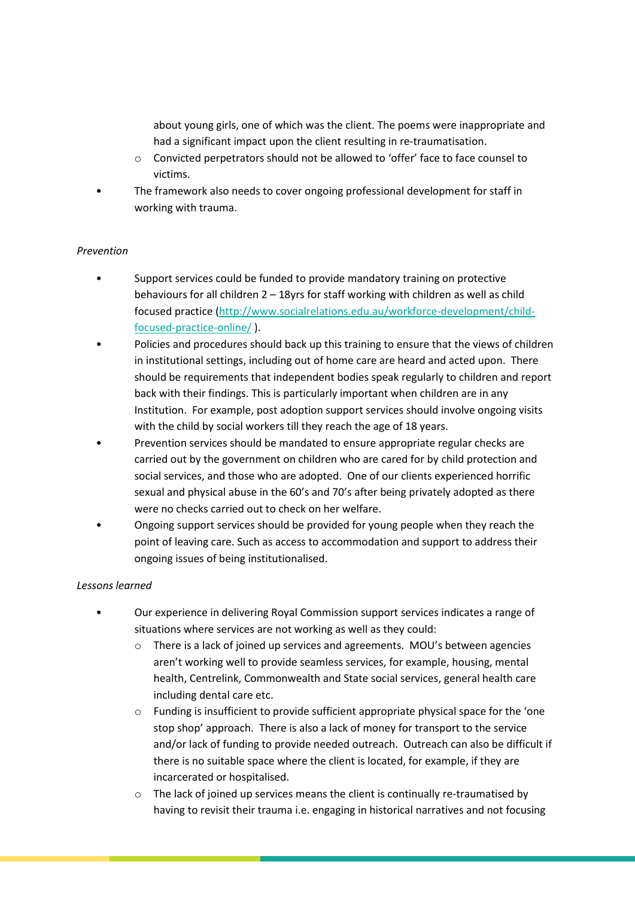about young girls, one of which was the client. The poems were inappropriate and had a significant impact upon the client resulting in re-traumatisation.
    - Convicted perpetrators should not be allowed to 'offer' face to face counsel to victims.
- The framework also needs to cover ongoing professional development for staff in working with trauma.

*Prevention*

- Support services could be funded to provide mandatory training on protective behaviours for all children 2 – 18yrs for staff working with children as well as child focused practice (http://www.socialrelations.edu.au/workforce-development/child-focused-practice-online/ ).
- Policies and procedures should back up this training to ensure that the views of children in institutional settings, including out of home care are heard and acted upon. There should be requirements that independent bodies speak regularly to children and report back with their findings. This is particularly important when children are in any Institution. For example, post adoption support services should involve ongoing visits with the child by social workers till they reach the age of 18 years.
- Prevention services should be mandated to ensure appropriate regular checks are carried out by the government on children who are cared for by child protection and social services, and those who are adopted. One of our clients experienced horrific sexual and physical abuse in the 60's and 70's after being privately adopted as there were no checks carried out to check on her welfare.
- Ongoing support services should be provided for young people when they reach the point of leaving care. Such as access to accommodation and support to address their ongoing issues of being institutionalised.

*Lessons learned*

- Our experience in delivering Royal Commission support services indicates a range of situations where services are not working as well as they could:
    - There is a lack of joined up services and agreements. MOU's between agencies aren't working well to provide seamless services, for example, housing, mental health, Centrelink, Commonwealth and State social services, general health care including dental care etc.
    - Funding is insufficient to provide sufficient appropriate physical space for the 'one stop shop' approach. There is also a lack of money for transport to the service and/or lack of funding to provide needed outreach. Outreach can also be difficult if there is no suitable space where the client is located, for example, if they are incarcerated or hospitalised.
    - The lack of joined up services means the client is continually re-traumatised by having to revisit their trauma i.e. engaging in historical narratives and not focusing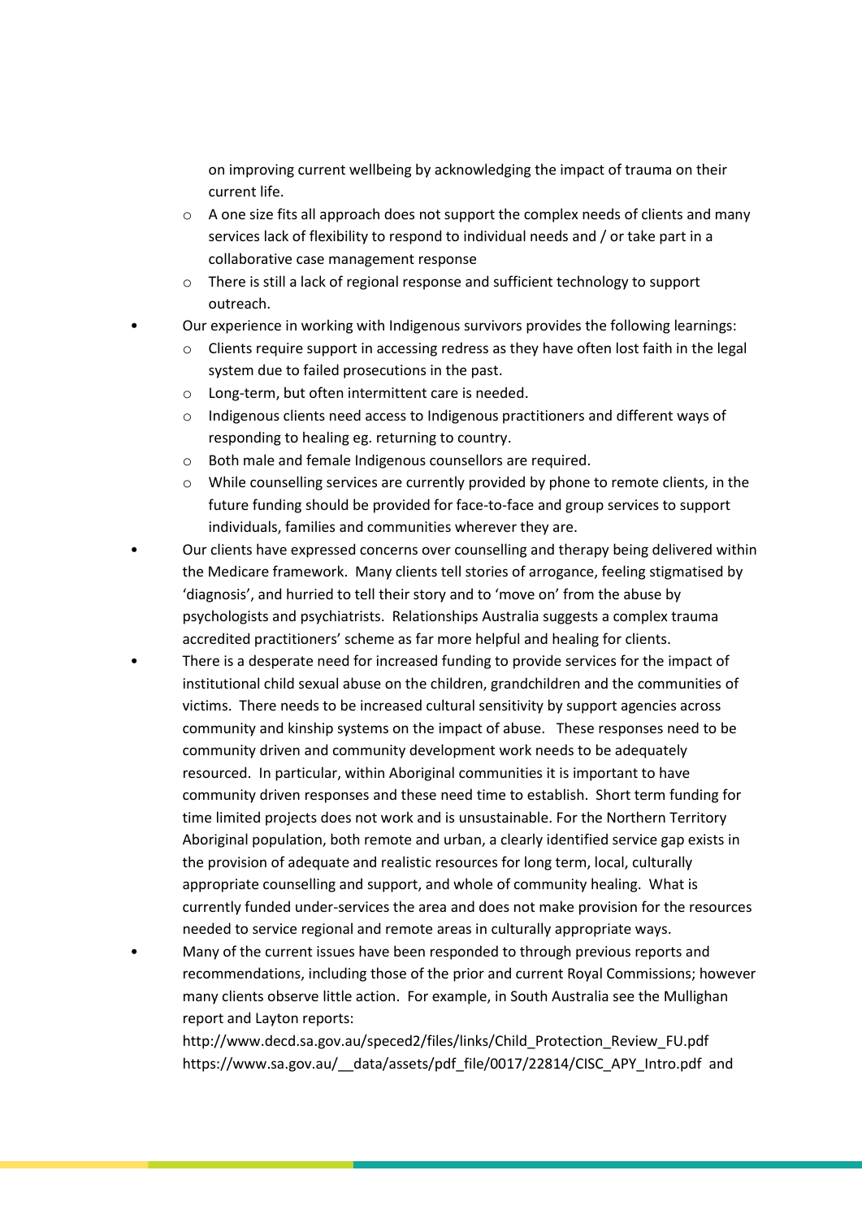on improving current wellbeing by acknowledging the impact of trauma on their current life.

  - A one size fits all approach does not support the complex needs of clients and many services lack of flexibility to respond to individual needs and / or take part in a collaborative case management response
  - There is still a lack of regional response and sufficient technology to support outreach.
- Our experience in working with Indigenous survivors provides the following learnings:
  - Clients require support in accessing redress as they have often lost faith in the legal system due to failed prosecutions in the past.
  - Long-term, but often intermittent care is needed.
  - Indigenous clients need access to Indigenous practitioners and different ways of responding to healing eg. returning to country.
  - Both male and female Indigenous counsellors are required.
  - While counselling services are currently provided by phone to remote clients, in the future funding should be provided for face-to-face and group services to support individuals, families and communities wherever they are.
- Our clients have expressed concerns over counselling and therapy being delivered within the Medicare framework. Many clients tell stories of arrogance, feeling stigmatised by 'diagnosis', and hurried to tell their story and to 'move on' from the abuse by psychologists and psychiatrists. Relationships Australia suggests a complex trauma accredited practitioners' scheme as far more helpful and healing for clients.
- There is a desperate need for increased funding to provide services for the impact of institutional child sexual abuse on the children, grandchildren and the communities of victims. There needs to be increased cultural sensitivity by support agencies across community and kinship systems on the impact of abuse. These responses need to be community driven and community development work needs to be adequately resourced. In particular, within Aboriginal communities it is important to have community driven responses and these need time to establish. Short term funding for time limited projects does not work and is unsustainable. For the Northern Territory Aboriginal population, both remote and urban, a clearly identified service gap exists in the provision of adequate and realistic resources for long term, local, culturally appropriate counselling and support, and whole of community healing. What is currently funded under-services the area and does not make provision for the resources needed to service regional and remote areas in culturally appropriate ways.
- Many of the current issues have been responded to through previous reports and recommendations, including those of the prior and current Royal Commissions; however many clients observe little action. For example, in South Australia see the Mullighan report and Layton reports:
  http://www.decd.sa.gov.au/speced2/files/links/Child_Protection_Review_FU.pdf
  https://www.sa.gov.au/__data/assets/pdf_file/0017/22814/CISC_APY_Intro.pdf and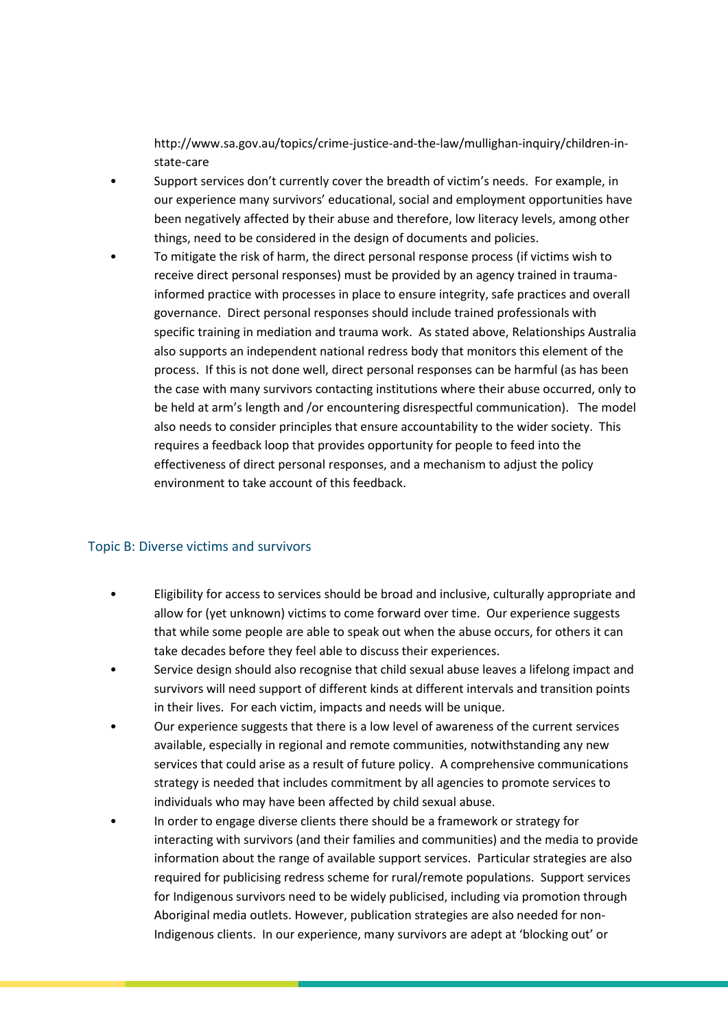http://www.sa.gov.au/topics/crime-justice-and-the-law/mullighan-inquiry/children-in-state-care

- Support services don't currently cover the breadth of victim's needs. For example, in our experience many survivors' educational, social and employment opportunities have been negatively affected by their abuse and therefore, low literacy levels, among other things, need to be considered in the design of documents and policies.
- To mitigate the risk of harm, the direct personal response process (if victims wish to receive direct personal responses) must be provided by an agency trained in trauma-informed practice with processes in place to ensure integrity, safe practices and overall governance. Direct personal responses should include trained professionals with specific training in mediation and trauma work. As stated above, Relationships Australia also supports an independent national redress body that monitors this element of the process. If this is not done well, direct personal responses can be harmful (as has been the case with many survivors contacting institutions where their abuse occurred, only to be held at arm's length and /or encountering disrespectful communication). The model also needs to consider principles that ensure accountability to the wider society. This requires a feedback loop that provides opportunity for people to feed into the effectiveness of direct personal responses, and a mechanism to adjust the policy environment to take account of this feedback.

## Topic B: Diverse victims and survivors

- Eligibility for access to services should be broad and inclusive, culturally appropriate and allow for (yet unknown) victims to come forward over time. Our experience suggests that while some people are able to speak out when the abuse occurs, for others it can take decades before they feel able to discuss their experiences.
- Service design should also recognise that child sexual abuse leaves a lifelong impact and survivors will need support of different kinds at different intervals and transition points in their lives. For each victim, impacts and needs will be unique.
- Our experience suggests that there is a low level of awareness of the current services available, especially in regional and remote communities, notwithstanding any new services that could arise as a result of future policy. A comprehensive communications strategy is needed that includes commitment by all agencies to promote services to individuals who may have been affected by child sexual abuse.
- In order to engage diverse clients there should be a framework or strategy for interacting with survivors (and their families and communities) and the media to provide information about the range of available support services. Particular strategies are also required for publicising redress scheme for rural/remote populations. Support services for Indigenous survivors need to be widely publicised, including via promotion through Aboriginal media outlets. However, publication strategies are also needed for non-Indigenous clients. In our experience, many survivors are adept at 'blocking out' or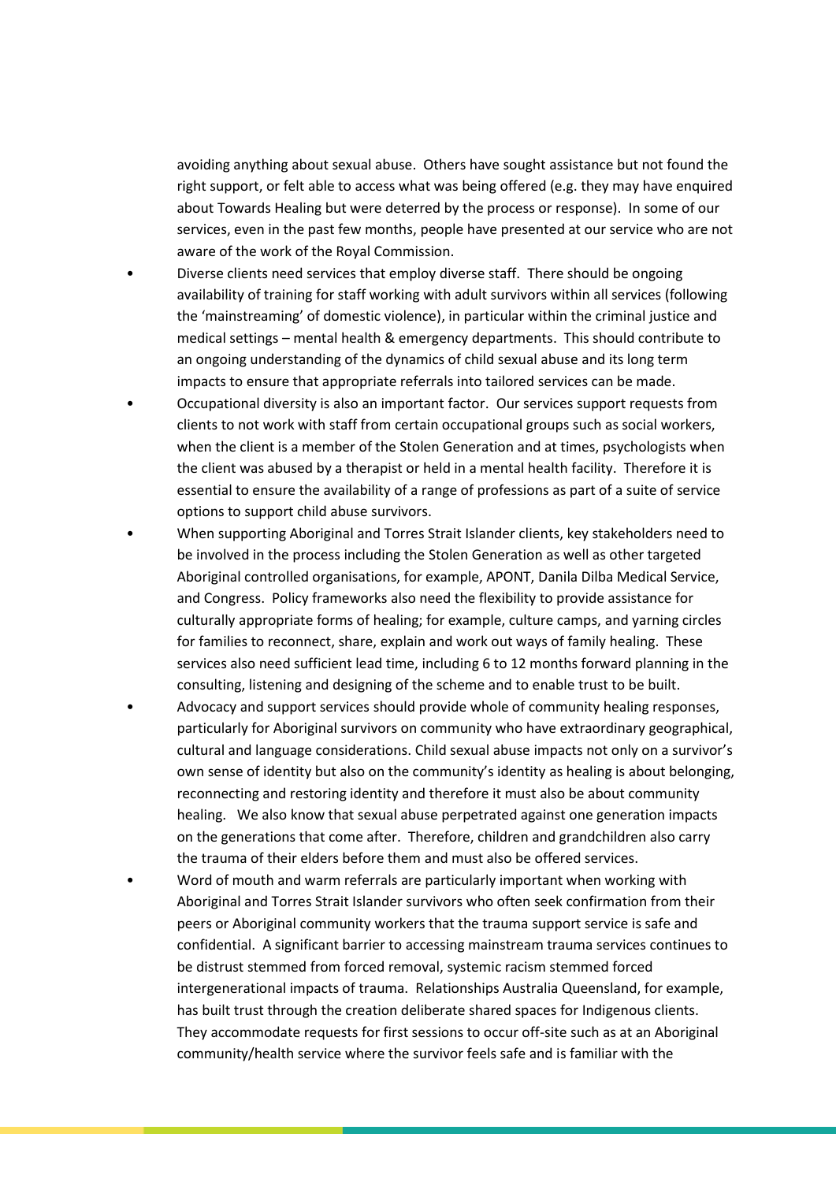avoiding anything about sexual abuse. Others have sought assistance but not found the right support, or felt able to access what was being offered (e.g. they may have enquired about Towards Healing but were deterred by the process or response). In some of our services, even in the past few months, people have presented at our service who are not aware of the work of the Royal Commission.

- Diverse clients need services that employ diverse staff. There should be ongoing availability of training for staff working with adult survivors within all services (following the 'mainstreaming' of domestic violence), in particular within the criminal justice and medical settings – mental health & emergency departments. This should contribute to an ongoing understanding of the dynamics of child sexual abuse and its long term impacts to ensure that appropriate referrals into tailored services can be made.
- Occupational diversity is also an important factor. Our services support requests from clients to not work with staff from certain occupational groups such as social workers, when the client is a member of the Stolen Generation and at times, psychologists when the client was abused by a therapist or held in a mental health facility. Therefore it is essential to ensure the availability of a range of professions as part of a suite of service options to support child abuse survivors.
- When supporting Aboriginal and Torres Strait Islander clients, key stakeholders need to be involved in the process including the Stolen Generation as well as other targeted Aboriginal controlled organisations, for example, APONT, Danila Dilba Medical Service, and Congress. Policy frameworks also need the flexibility to provide assistance for culturally appropriate forms of healing; for example, culture camps, and yarning circles for families to reconnect, share, explain and work out ways of family healing. These services also need sufficient lead time, including 6 to 12 months forward planning in the consulting, listening and designing of the scheme and to enable trust to be built.
- Advocacy and support services should provide whole of community healing responses, particularly for Aboriginal survivors on community who have extraordinary geographical, cultural and language considerations. Child sexual abuse impacts not only on a survivor's own sense of identity but also on the community's identity as healing is about belonging, reconnecting and restoring identity and therefore it must also be about community healing. We also know that sexual abuse perpetrated against one generation impacts on the generations that come after. Therefore, children and grandchildren also carry the trauma of their elders before them and must also be offered services.
- Word of mouth and warm referrals are particularly important when working with Aboriginal and Torres Strait Islander survivors who often seek confirmation from their peers or Aboriginal community workers that the trauma support service is safe and confidential. A significant barrier to accessing mainstream trauma services continues to be distrust stemmed from forced removal, systemic racism stemmed forced intergenerational impacts of trauma. Relationships Australia Queensland, for example, has built trust through the creation deliberate shared spaces for Indigenous clients. They accommodate requests for first sessions to occur off-site such as at an Aboriginal community/health service where the survivor feels safe and is familiar with the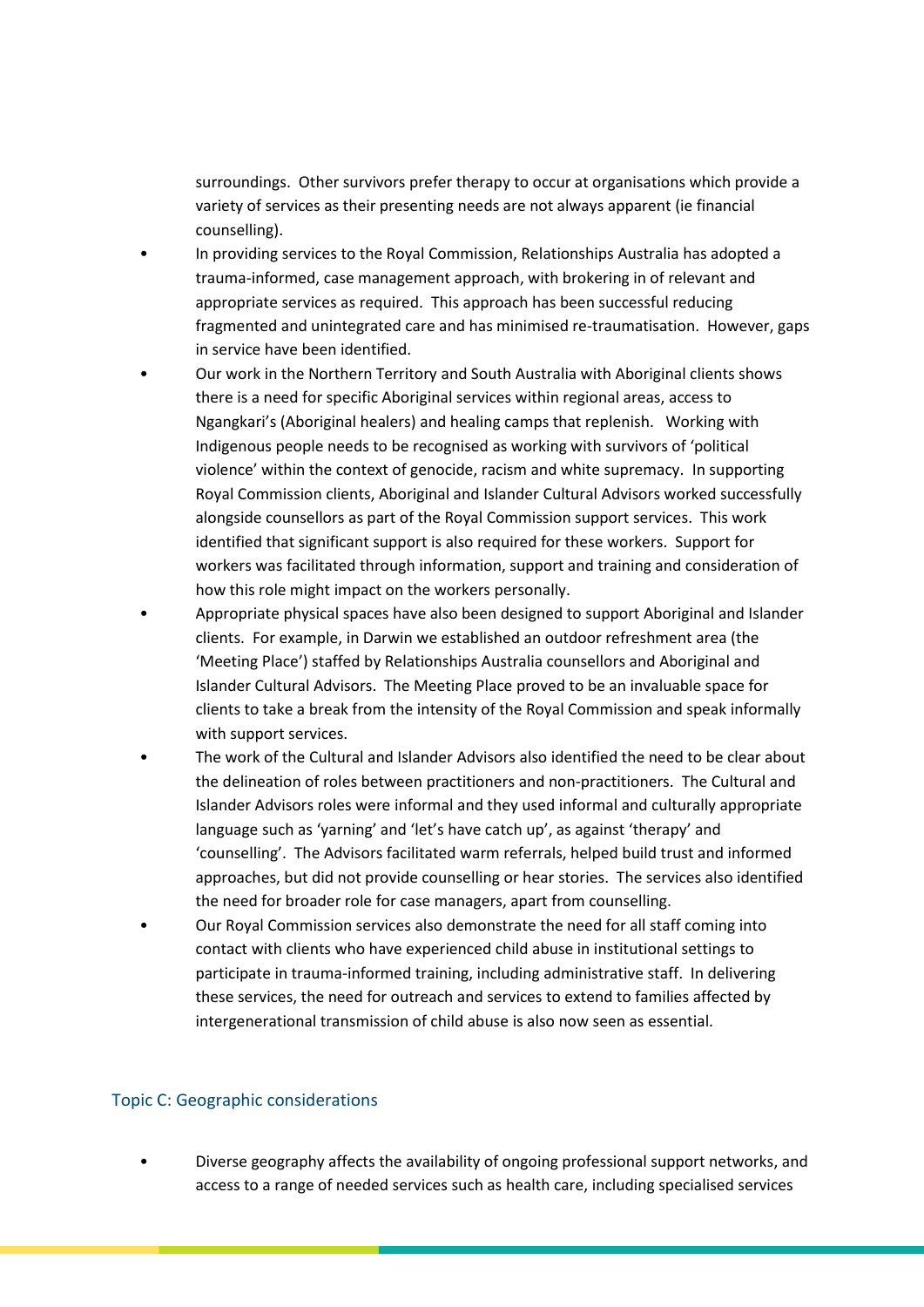surroundings. Other survivors prefer therapy to occur at organisations which provide a variety of services as their presenting needs are not always apparent (ie financial counselling).

- In providing services to the Royal Commission, Relationships Australia has adopted a trauma-informed, case management approach, with brokering in of relevant and appropriate services as required. This approach has been successful reducing fragmented and unintegrated care and has minimised re-traumatisation. However, gaps in service have been identified.
- Our work in the Northern Territory and South Australia with Aboriginal clients shows there is a need for specific Aboriginal services within regional areas, access to Ngangkari's (Aboriginal healers) and healing camps that replenish. Working with Indigenous people needs to be recognised as working with survivors of 'political violence' within the context of genocide, racism and white supremacy. In supporting Royal Commission clients, Aboriginal and Islander Cultural Advisors worked successfully alongside counsellors as part of the Royal Commission support services. This work identified that significant support is also required for these workers. Support for workers was facilitated through information, support and training and consideration of how this role might impact on the workers personally.
- Appropriate physical spaces have also been designed to support Aboriginal and Islander clients. For example, in Darwin we established an outdoor refreshment area (the 'Meeting Place') staffed by Relationships Australia counsellors and Aboriginal and Islander Cultural Advisors. The Meeting Place proved to be an invaluable space for clients to take a break from the intensity of the Royal Commission and speak informally with support services.
- The work of the Cultural and Islander Advisors also identified the need to be clear about the delineation of roles between practitioners and non-practitioners. The Cultural and Islander Advisors roles were informal and they used informal and culturally appropriate language such as 'yarning' and 'let's have catch up', as against 'therapy' and 'counselling'. The Advisors facilitated warm referrals, helped build trust and informed approaches, but did not provide counselling or hear stories. The services also identified the need for broader role for case managers, apart from counselling.
- Our Royal Commission services also demonstrate the need for all staff coming into contact with clients who have experienced child abuse in institutional settings to participate in trauma-informed training, including administrative staff. In delivering these services, the need for outreach and services to extend to families affected by intergenerational transmission of child abuse is also now seen as essential.

## Topic C: Geographic considerations

- Diverse geography affects the availability of ongoing professional support networks, and access to a range of needed services such as health care, including specialised services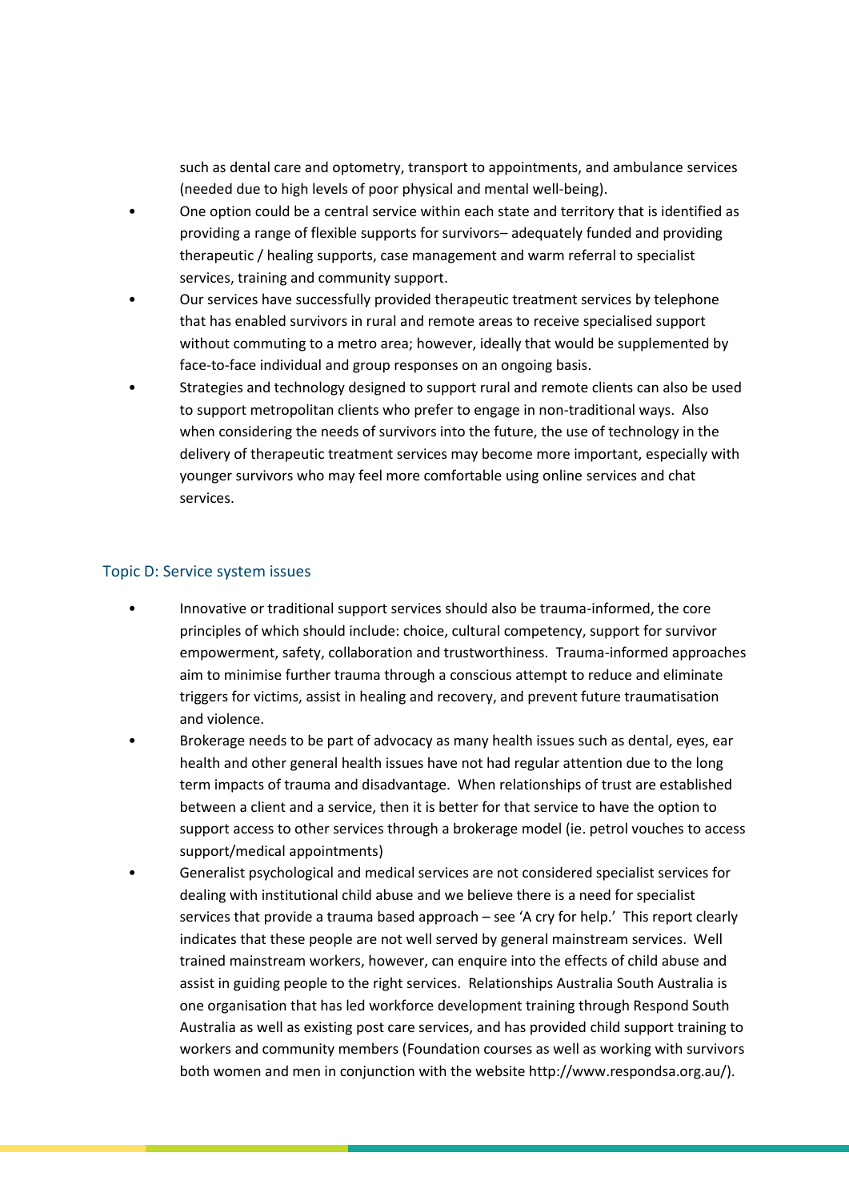such as dental care and optometry, transport to appointments, and ambulance services (needed due to high levels of poor physical and mental well-being).

- One option could be a central service within each state and territory that is identified as providing a range of flexible supports for survivors– adequately funded and providing therapeutic / healing supports, case management and warm referral to specialist services, training and community support.
- Our services have successfully provided therapeutic treatment services by telephone that has enabled survivors in rural and remote areas to receive specialised support without commuting to a metro area; however, ideally that would be supplemented by face-to-face individual and group responses on an ongoing basis.
- Strategies and technology designed to support rural and remote clients can also be used to support metropolitan clients who prefer to engage in non-traditional ways. Also when considering the needs of survivors into the future, the use of technology in the delivery of therapeutic treatment services may become more important, especially with younger survivors who may feel more comfortable using online services and chat services.

## Topic D: Service system issues

- Innovative or traditional support services should also be trauma-informed, the core principles of which should include: choice, cultural competency, support for survivor empowerment, safety, collaboration and trustworthiness. Trauma-informed approaches aim to minimise further trauma through a conscious attempt to reduce and eliminate triggers for victims, assist in healing and recovery, and prevent future traumatisation and violence.
- Brokerage needs to be part of advocacy as many health issues such as dental, eyes, ear health and other general health issues have not had regular attention due to the long term impacts of trauma and disadvantage. When relationships of trust are established between a client and a service, then it is better for that service to have the option to support access to other services through a brokerage model (ie. petrol vouches to access support/medical appointments)
- Generalist psychological and medical services are not considered specialist services for dealing with institutional child abuse and we believe there is a need for specialist services that provide a trauma based approach – see 'A cry for help.' This report clearly indicates that these people are not well served by general mainstream services. Well trained mainstream workers, however, can enquire into the effects of child abuse and assist in guiding people to the right services. Relationships Australia South Australia is one organisation that has led workforce development training through Respond South Australia as well as existing post care services, and has provided child support training to workers and community members (Foundation courses as well as working with survivors both women and men in conjunction with the website http://www.respondsa.org.au/).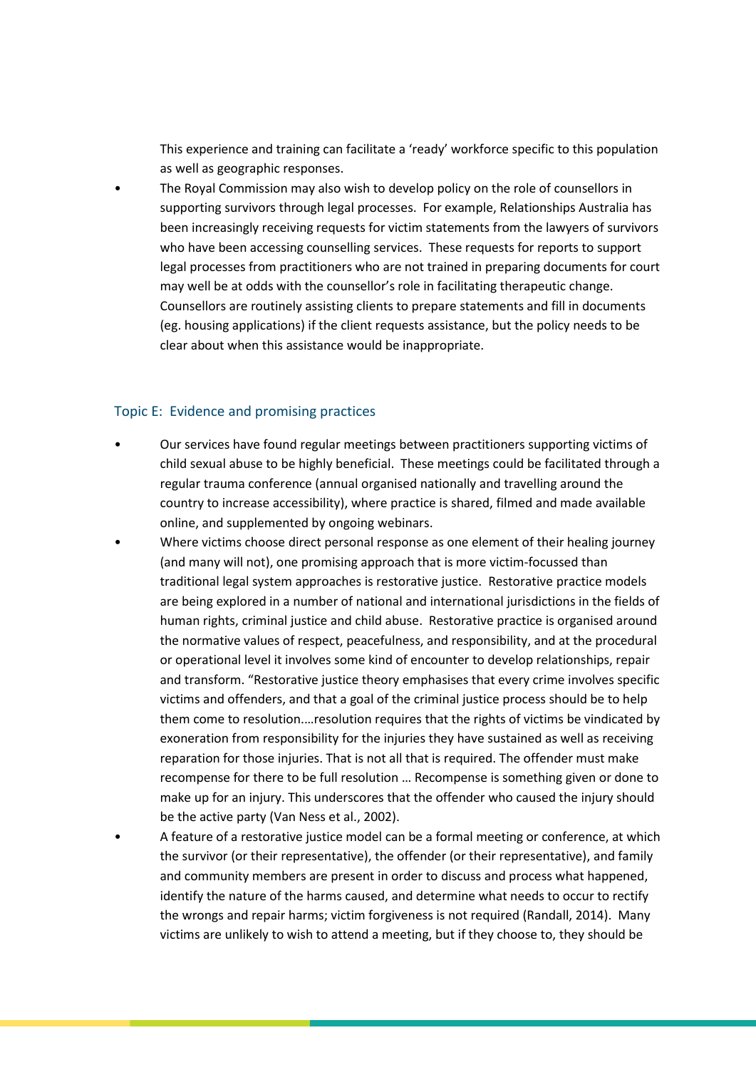This experience and training can facilitate a 'ready' workforce specific to this population as well as geographic responses.

- The Royal Commission may also wish to develop policy on the role of counsellors in supporting survivors through legal processes. For example, Relationships Australia has been increasingly receiving requests for victim statements from the lawyers of survivors who have been accessing counselling services. These requests for reports to support legal processes from practitioners who are not trained in preparing documents for court may well be at odds with the counsellor's role in facilitating therapeutic change. Counsellors are routinely assisting clients to prepare statements and fill in documents (eg. housing applications) if the client requests assistance, but the policy needs to be clear about when this assistance would be inappropriate.

## Topic E: Evidence and promising practices

- Our services have found regular meetings between practitioners supporting victims of child sexual abuse to be highly beneficial. These meetings could be facilitated through a regular trauma conference (annual organised nationally and travelling around the country to increase accessibility), where practice is shared, filmed and made available online, and supplemented by ongoing webinars.
- Where victims choose direct personal response as one element of their healing journey (and many will not), one promising approach that is more victim-focussed than traditional legal system approaches is restorative justice. Restorative practice models are being explored in a number of national and international jurisdictions in the fields of human rights, criminal justice and child abuse. Restorative practice is organised around the normative values of respect, peacefulness, and responsibility, and at the procedural or operational level it involves some kind of encounter to develop relationships, repair and transform. "Restorative justice theory emphasises that every crime involves specific victims and offenders, and that a goal of the criminal justice process should be to help them come to resolution.…resolution requires that the rights of victims be vindicated by exoneration from responsibility for the injuries they have sustained as well as receiving reparation for those injuries. That is not all that is required. The offender must make recompense for there to be full resolution … Recompense is something given or done to make up for an injury. This underscores that the offender who caused the injury should be the active party (Van Ness et al., 2002).
- A feature of a restorative justice model can be a formal meeting or conference, at which the survivor (or their representative), the offender (or their representative), and family and community members are present in order to discuss and process what happened, identify the nature of the harms caused, and determine what needs to occur to rectify the wrongs and repair harms; victim forgiveness is not required (Randall, 2014). Many victims are unlikely to wish to attend a meeting, but if they choose to, they should be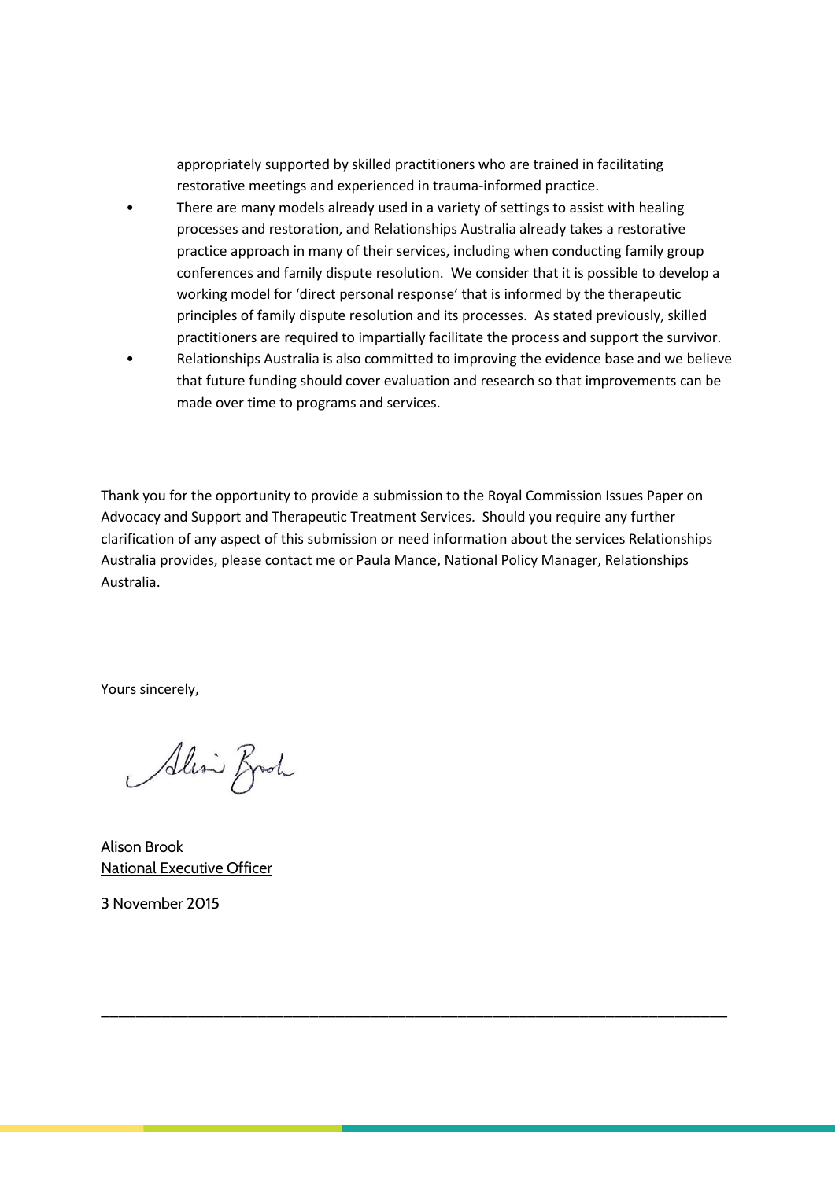appropriately supported by skilled practitioners who are trained in facilitating restorative meetings and experienced in trauma-informed practice.

- There are many models already used in a variety of settings to assist with healing processes and restoration, and Relationships Australia already takes a restorative practice approach in many of their services, including when conducting family group conferences and family dispute resolution. We consider that it is possible to develop a working model for 'direct personal response' that is informed by the therapeutic principles of family dispute resolution and its processes. As stated previously, skilled practitioners are required to impartially facilitate the process and support the survivor.
- Relationships Australia is also committed to improving the evidence base and we believe that future funding should cover evaluation and research so that improvements can be made over time to programs and services.

Thank you for the opportunity to provide a submission to the Royal Commission Issues Paper on Advocacy and Support and Therapeutic Treatment Services. Should you require any further clarification of any aspect of this submission or need information about the services Relationships Australia provides, please contact me or Paula Mance, National Policy Manager, Relationships Australia.

Yours sincerely,

Alison Brook
National Executive Officer

3 November 2015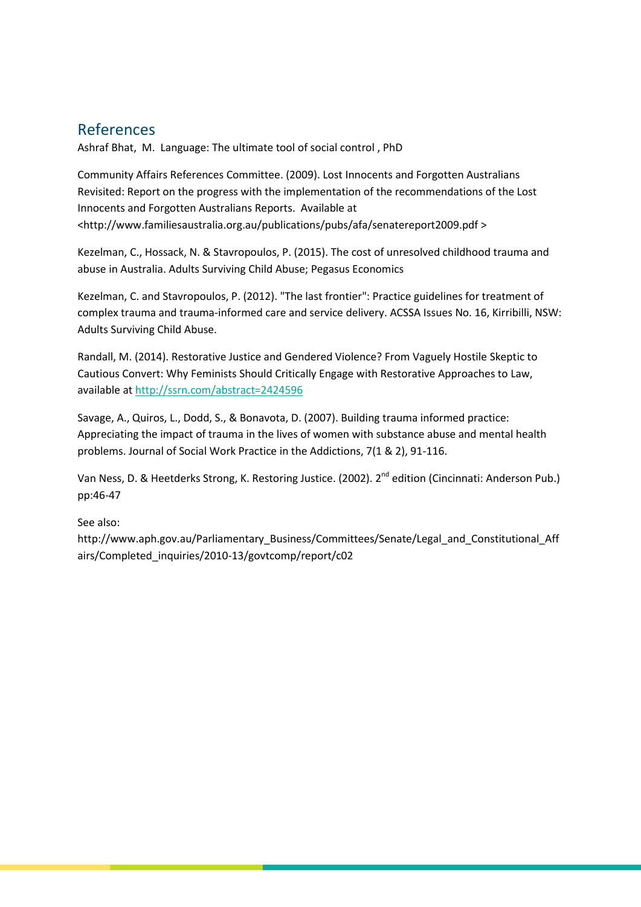## References

Ashraf Bhat, M. Language: The ultimate tool of social control , PhD

Community Affairs References Committee. (2009). Lost Innocents and Forgotten Australians Revisited: Report on the progress with the implementation of the recommendations of the Lost Innocents and Forgotten Australians Reports. Available at <http://www.familiesaustralia.org.au/publications/pubs/afa/senatereport2009.pdf >

Kezelman, C., Hossack, N. & Stavropoulos, P. (2015). The cost of unresolved childhood trauma and abuse in Australia. Adults Surviving Child Abuse; Pegasus Economics

Kezelman, C. and Stavropoulos, P. (2012). "The last frontier": Practice guidelines for treatment of complex trauma and trauma-informed care and service delivery. ACSSA Issues No. 16, Kirribilli, NSW: Adults Surviving Child Abuse.

Randall, M. (2014). Restorative Justice and Gendered Violence? From Vaguely Hostile Skeptic to Cautious Convert: Why Feminists Should Critically Engage with Restorative Approaches to Law, available at http://ssrn.com/abstract=2424596

Savage, A., Quiros, L., Dodd, S., & Bonavota, D. (2007). Building trauma informed practice: Appreciating the impact of trauma in the lives of women with substance abuse and mental health problems. Journal of Social Work Practice in the Addictions, 7(1 & 2), 91-116.

Van Ness, D. & Heetderks Strong, K. Restoring Justice. (2002). 2nd edition (Cincinnati: Anderson Pub.) pp:46-47

See also:
http://www.aph.gov.au/Parliamentary_Business/Committees/Senate/Legal_and_Constitutional_Affairs/Completed_inquiries/2010-13/govtcomp/report/c02